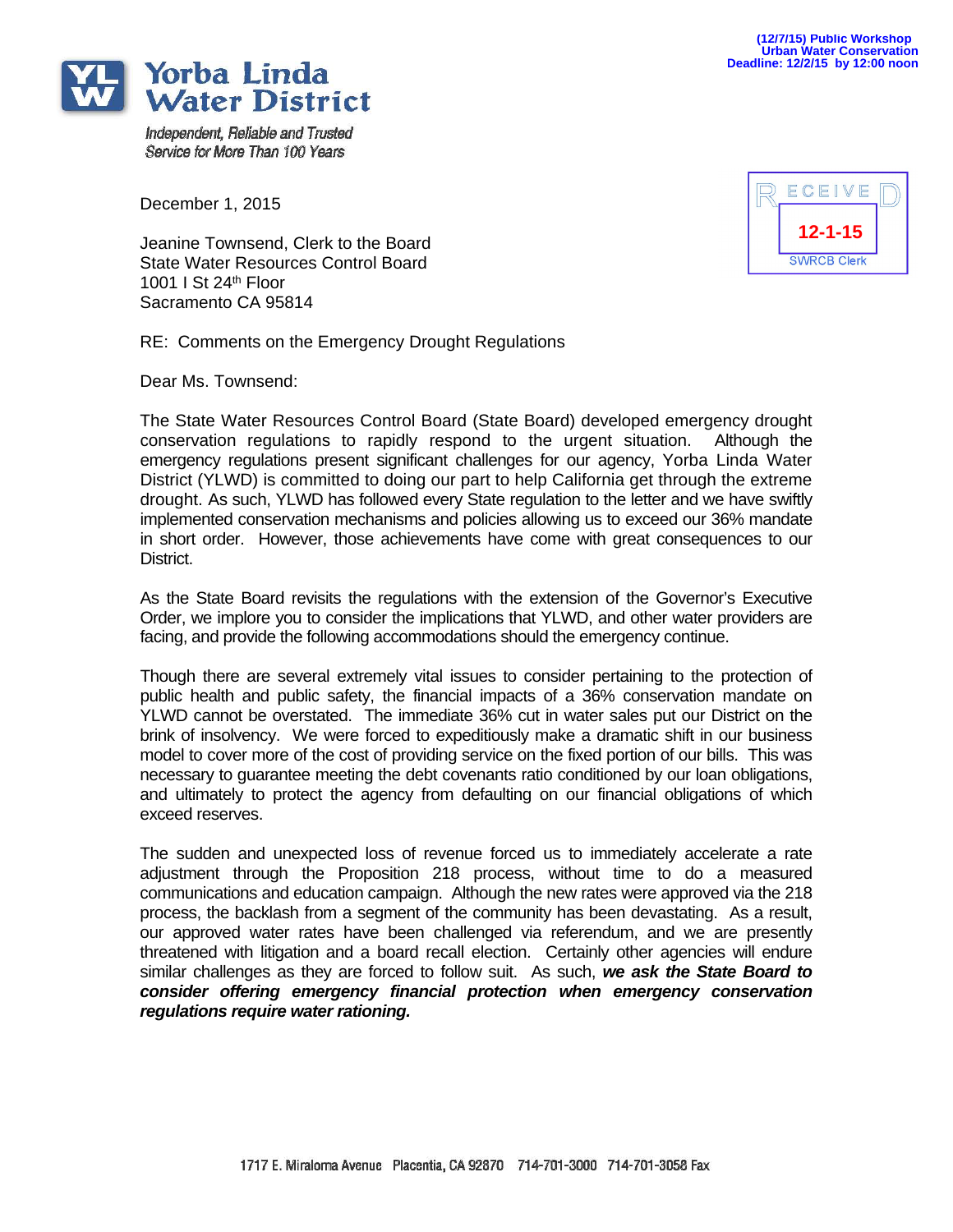(12/7/15) Public Workshop
Urban Water Conservation
Deadline: 12/2/15 by 12:00 noon

# Yorba Linda Water District

*Independent, Reliable and Trusted Service for More Than 100 Years*

RECEIVED
12-1-15
SWRCB Clerk

December 1, 2015

Jeanine Townsend, Clerk to the Board
State Water Resources Control Board
1001 I St 24th Floor
Sacramento CA 95814

RE: Comments on the Emergency Drought Regulations

Dear Ms. Townsend:

The State Water Resources Control Board (State Board) developed emergency drought conservation regulations to rapidly respond to the urgent situation. Although the emergency regulations present significant challenges for our agency, Yorba Linda Water District (YLWD) is committed to doing our part to help California get through the extreme drought. As such, YLWD has followed every State regulation to the letter and we have swiftly implemented conservation mechanisms and policies allowing us to exceed our 36% mandate in short order. However, those achievements have come with great consequences to our District.

As the State Board revisits the regulations with the extension of the Governor's Executive Order, we implore you to consider the implications that YLWD, and other water providers are facing, and provide the following accommodations should the emergency continue.

Though there are several extremely vital issues to consider pertaining to the protection of public health and public safety, the financial impacts of a 36% conservation mandate on YLWD cannot be overstated. The immediate 36% cut in water sales put our District on the brink of insolvency. We were forced to expeditiously make a dramatic shift in our business model to cover more of the cost of providing service on the fixed portion of our bills. This was necessary to guarantee meeting the debt covenants ratio conditioned by our loan obligations, and ultimately to protect the agency from defaulting on our financial obligations of which exceed reserves.

The sudden and unexpected loss of revenue forced us to immediately accelerate a rate adjustment through the Proposition 218 process, without time to do a measured communications and education campaign. Although the new rates were approved via the 218 process, the backlash from a segment of the community has been devastating. As a result, our approved water rates have been challenged via referendum, and we are presently threatened with litigation and a board recall election. Certainly other agencies will endure similar challenges as they are forced to follow suit. As such, ***we ask the State Board to consider offering emergency financial protection when emergency conservation regulations require water rationing.***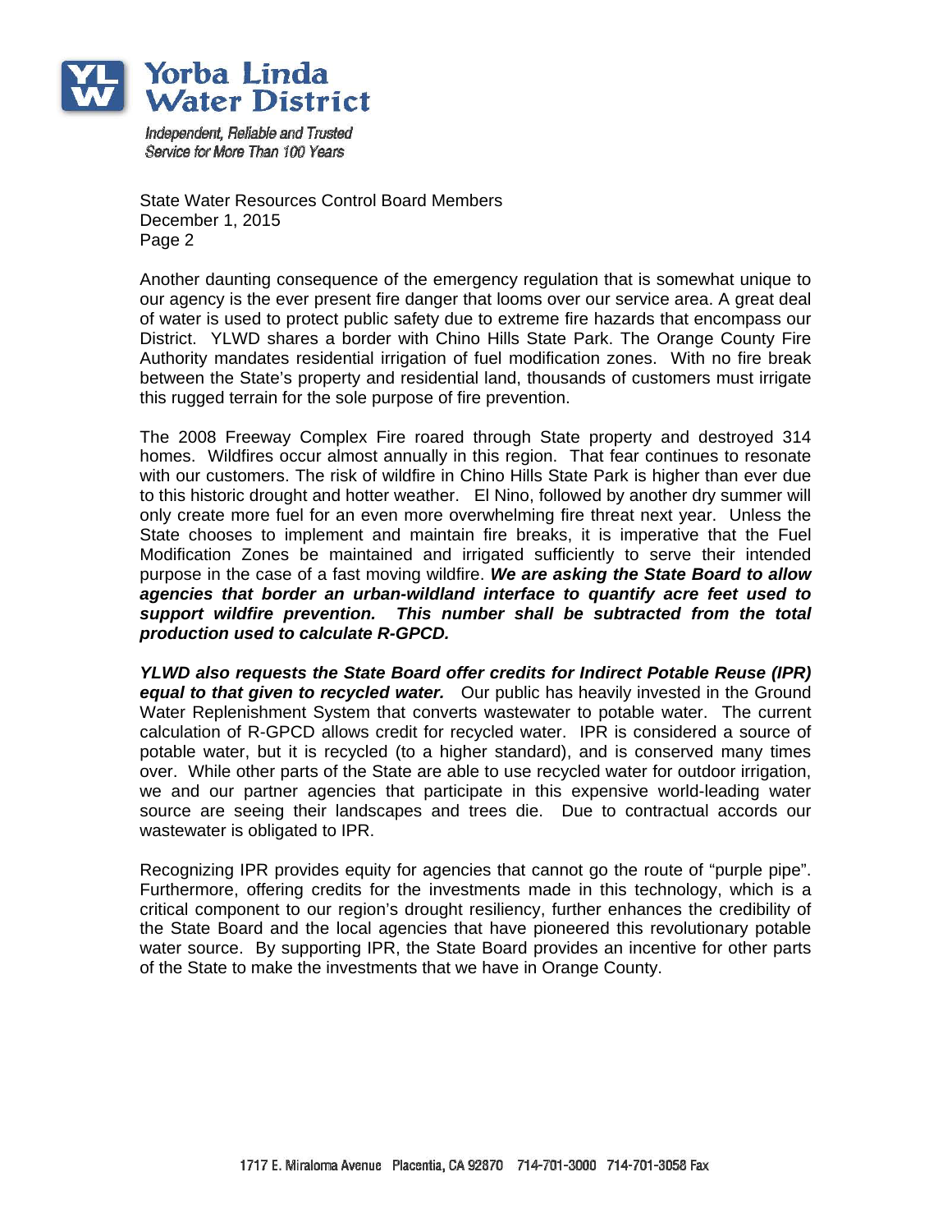State Water Resources Control Board Members
December 1, 2015

Another daunting consequence of the emergency regulation that is somewhat unique to our agency is the ever present fire danger that looms over our service area. A great deal of water is used to protect public safety due to extreme fire hazards that encompass our District. YLWD shares a border with Chino Hills State Park. The Orange County Fire Authority mandates residential irrigation of fuel modification zones. With no fire break between the State's property and residential land, thousands of customers must irrigate this rugged terrain for the sole purpose of fire prevention.

The 2008 Freeway Complex Fire roared through State property and destroyed 314 homes. Wildfires occur almost annually in this region. That fear continues to resonate with our customers. The risk of wildfire in Chino Hills State Park is higher than ever due to this historic drought and hotter weather. El Nino, followed by another dry summer will only create more fuel for an even more overwhelming fire threat next year. Unless the State chooses to implement and maintain fire breaks, it is imperative that the Fuel Modification Zones be maintained and irrigated sufficiently to serve their intended purpose in the case of a fast moving wildfire. ***We are asking the State Board to allow agencies that border an urban-wildland interface to quantify acre feet used to support wildfire prevention. This number shall be subtracted from the total production used to calculate R-GPCD.***

***YLWD also requests the State Board offer credits for Indirect Potable Reuse (IPR) equal to that given to recycled water.*** Our public has heavily invested in the Ground Water Replenishment System that converts wastewater to potable water. The current calculation of R-GPCD allows credit for recycled water. IPR is considered a source of potable water, but it is recycled (to a higher standard), and is conserved many times over. While other parts of the State are able to use recycled water for outdoor irrigation, we and our partner agencies that participate in this expensive world-leading water source are seeing their landscapes and trees die. Due to contractual accords our wastewater is obligated to IPR.

Recognizing IPR provides equity for agencies that cannot go the route of "purple pipe". Furthermore, offering credits for the investments made in this technology, which is a critical component to our region's drought resiliency, further enhances the credibility of the State Board and the local agencies that have pioneered this revolutionary potable water source. By supporting IPR, the State Board provides an incentive for other parts of the State to make the investments that we have in Orange County.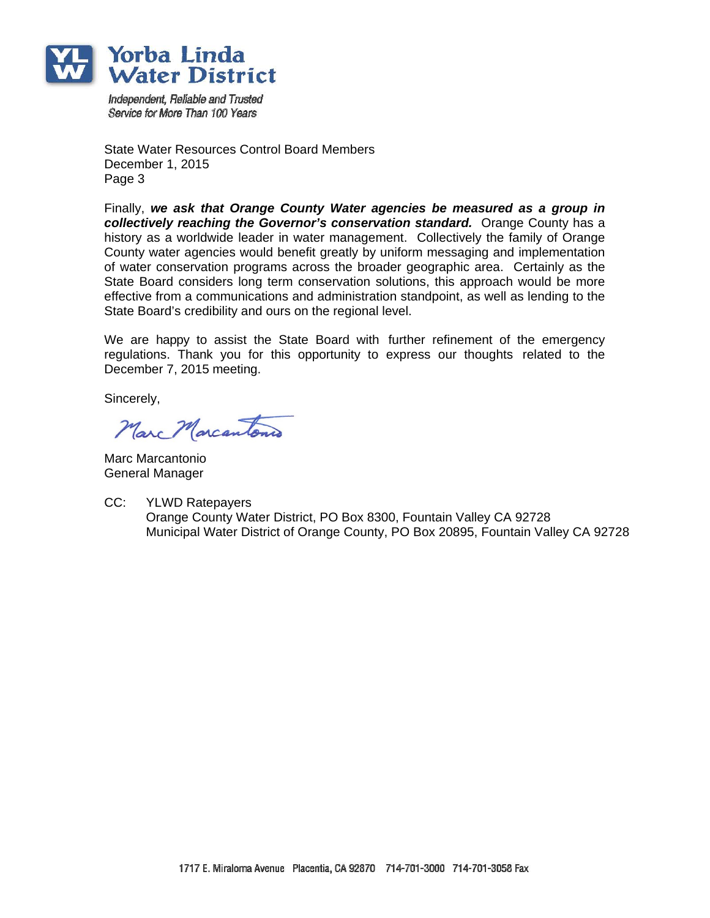**Yorba Linda Water District**

*Independent, Reliable and Trusted Service for More Than 100 Years*

State Water Resources Control Board Members
December 1, 2015
Page 3

Finally, ***we ask that Orange County Water agencies be measured as a group in collectively reaching the Governor's conservation standard.*** Orange County has a history as a worldwide leader in water management. Collectively the family of Orange County water agencies would benefit greatly by uniform messaging and implementation of water conservation programs across the broader geographic area. Certainly as the State Board considers long term conservation solutions, this approach would be more effective from a communications and administration standpoint, as well as lending to the State Board's credibility and ours on the regional level.

We are happy to assist the State Board with further refinement of the emergency regulations. Thank you for this opportunity to express our thoughts related to the December 7, 2015 meeting.

Sincerely,

Marc Marcantonio

Marc Marcantonio
General Manager

CC: YLWD Ratepayers
Orange County Water District, PO Box 8300, Fountain Valley CA 92728
Municipal Water District of Orange County, PO Box 20895, Fountain Valley CA 92728

1717 E. Miraloma Avenue Placentia, CA 92870 714-701-3000 714-701-3058 Fax